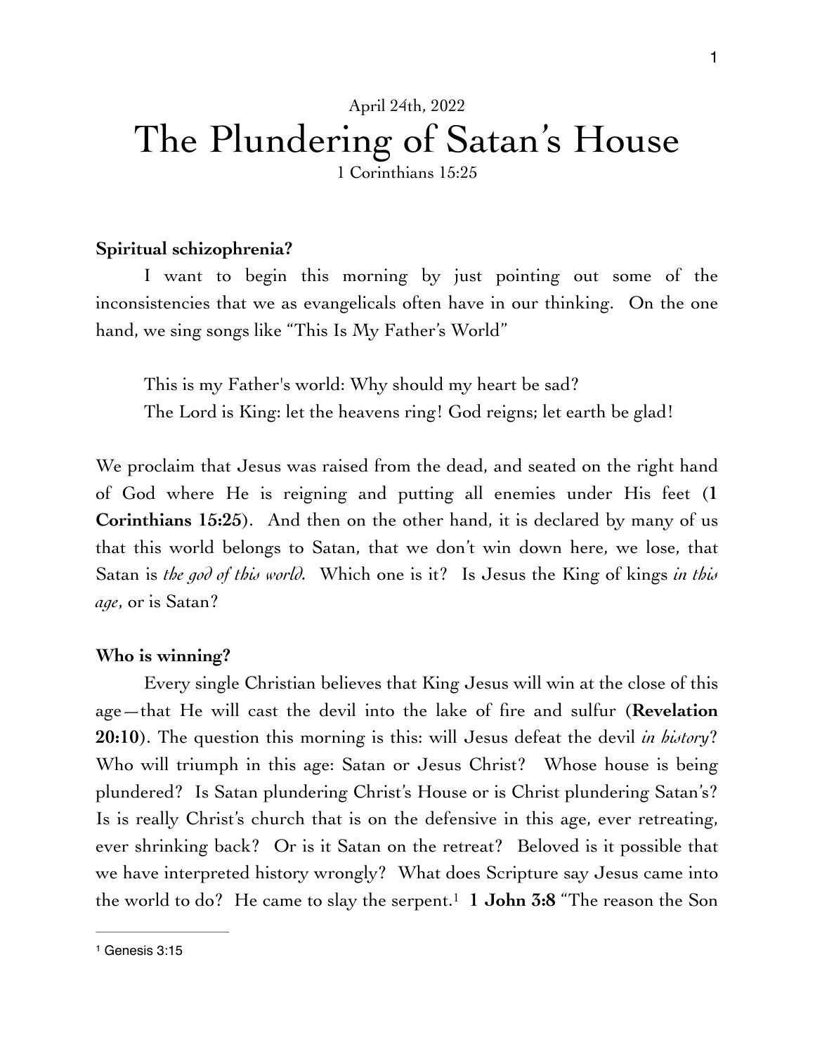April 24th, 2022

# The Plundering of Satan's House

1 Corinthians 15:25

**Spiritual schizophrenia?**

I want to begin this morning by just pointing out some of the inconsistencies that we as evangelicals often have in our thinking. On the one hand, we sing songs like "This Is My Father's World"

> This is my Father's world: Why should my heart be sad?
> The Lord is King: let the heavens ring! God reigns; let earth be glad!

We proclaim that Jesus was raised from the dead, and seated on the right hand of God where He is reigning and putting all enemies under His feet (**1 Corinthians 15:25**). And then on the other hand, it is declared by many of us that this world belongs to Satan, that we don't win down here, we lose, that Satan is *the god of this world*. Which one is it? Is Jesus the King of kings *in this age*, or is Satan?

**Who is winning?**

Every single Christian believes that King Jesus will win at the close of this age—that He will cast the devil into the lake of fire and sulfur (**Revelation 20:10**). The question this morning is this: will Jesus defeat the devil *in history*? Who will triumph in this age: Satan or Jesus Christ? Whose house is being plundered? Is Satan plundering Christ's House or is Christ plundering Satan's? Is is really Christ's church that is on the defensive in this age, ever retreating, ever shrinking back? Or is it Satan on the retreat? Beloved is it possible that we have interpreted history wrongly? What does Scripture say Jesus came into the world to do? He came to slay the serpent.[1] **1 John 3:8** "The reason the Son

[1] Genesis 3:15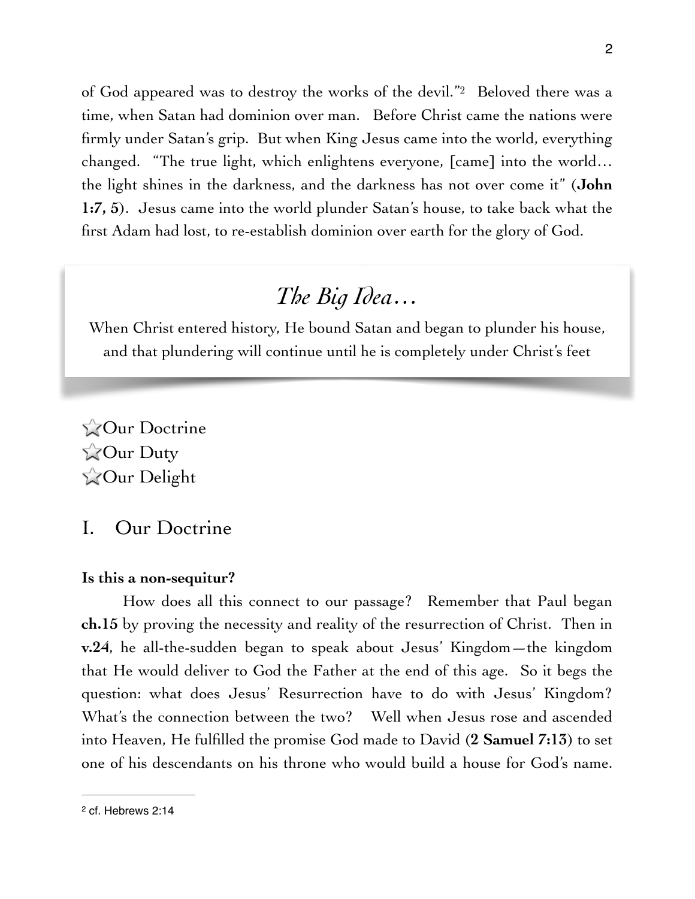of God appeared was to destroy the works of the devil."[2] Beloved there was a time, when Satan had dominion over man. Before Christ came the nations were firmly under Satan's grip. But when King Jesus came into the world, everything changed. "The true light, which enlightens everyone, [came] into the world… the light shines in the darkness, and the darkness has not over come it" (**John 1:7, 5**). Jesus came into the world plunder Satan's house, to take back what the first Adam had lost, to re-establish dominion over earth for the glory of God.

> ## *The Big Idea…*
>
> When Christ entered history, He bound Satan and began to plunder his house, and that plundering will continue until he is completely under Christ's feet

- ☆Our Doctrine
- ☆Our Duty
- ☆Our Delight

## I. Our Doctrine

**Is this a non-sequitur?**

How does all this connect to our passage? Remember that Paul began **ch.15** by proving the necessity and reality of the resurrection of Christ. Then in **v.24**, he all-the-sudden began to speak about Jesus' Kingdom—the kingdom that He would deliver to God the Father at the end of this age. So it begs the question: what does Jesus' Resurrection have to do with Jesus' Kingdom? What's the connection between the two? Well when Jesus rose and ascended into Heaven, He fulfilled the promise God made to David (**2 Samuel 7:13**) to set one of his descendants on his throne who would build a house for God's name.

---

[2] cf. Hebrews 2:14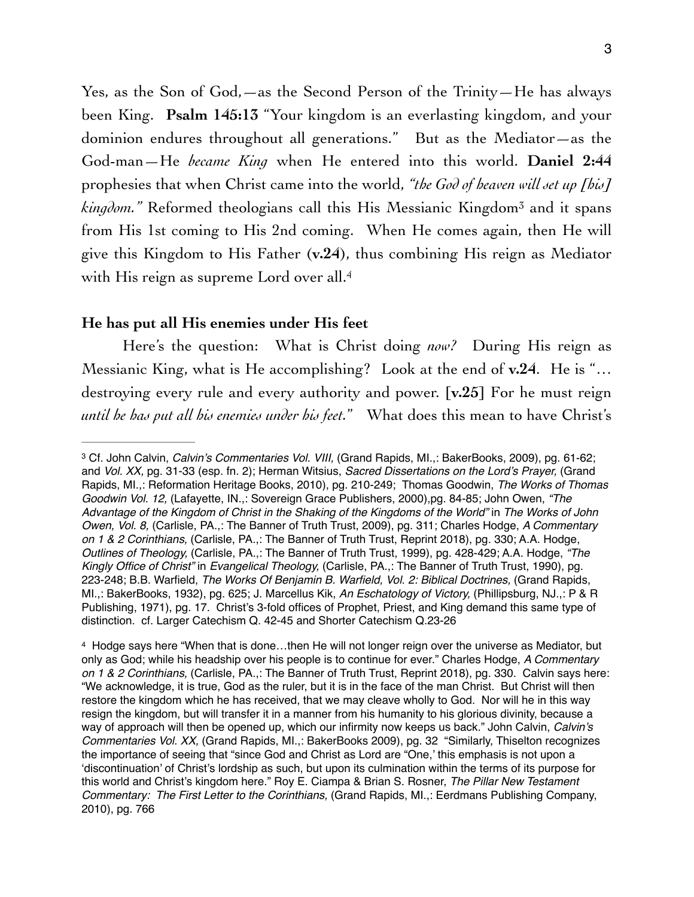Yes, as the Son of God,—as the Second Person of the Trinity—He has always been King. **Psalm 145:13** "Your kingdom is an everlasting kingdom, and your dominion endures throughout all generations." But as the Mediator—as the God-man—He *became King* when He entered into this world. **Daniel 2:44** prophesies that when Christ came into the world, *"the God of heaven will set up [his] kingdom."* Reformed theologians call this His Messianic Kingdom[3] and it spans from His 1st coming to His 2nd coming. When He comes again, then He will give this Kingdom to His Father (**v.24**), thus combining His reign as Mediator with His reign as supreme Lord over all.[4]

**He has put all His enemies under His feet**

Here's the question: What is Christ doing *now?* During His reign as Messianic King, what is He accomplishing? Look at the end of **v.24**. He is "… destroying every rule and every authority and power. [**v.25**] For he must reign *until he has put all his enemies under his feet.*" What does this mean to have Christ's

---

[3] Cf. John Calvin, *Calvin's Commentaries Vol. VIII,* (Grand Rapids, MI.,: BakerBooks, 2009), pg. 61-62; and *Vol. XX,* pg. 31-33 (esp. fn. 2); Herman Witsius, *Sacred Dissertations on the Lord's Prayer,* (Grand Rapids, MI.,: Reformation Heritage Books, 2010), pg. 210-249; Thomas Goodwin, *The Works of Thomas Goodwin Vol. 12,* (Lafayette, IN.,: Sovereign Grace Publishers, 2000),pg. 84-85; John Owen, *"The Advantage of the Kingdom of Christ in the Shaking of the Kingdoms of the World"* in *The Works of John Owen, Vol. 8,* (Carlisle, PA.,: The Banner of Truth Trust, 2009), pg. 311; Charles Hodge, *A Commentary on 1 & 2 Corinthians,* (Carlisle, PA.,: The Banner of Truth Trust, Reprint 2018), pg. 330; A.A. Hodge, *Outlines of Theology,* (Carlisle, PA.,: The Banner of Truth Trust, 1999), pg. 428-429; A.A. Hodge, *"The Kingly Office of Christ"* in *Evangelical Theology,* (Carlisle, PA.,: The Banner of Truth Trust, 1990), pg. 223-248; B.B. Warfield, *The Works Of Benjamin B. Warfield, Vol. 2: Biblical Doctrines,* (Grand Rapids, MI.,: BakerBooks, 1932), pg. 625; J. Marcellus Kik, *An Eschatology of Victory,* (Phillipsburg, NJ.,: P & R Publishing, 1971), pg. 17. Christ's 3-fold offices of Prophet, Priest, and King demand this same type of distinction. cf. Larger Catechism Q. 42-45 and Shorter Catechism Q.23-26

[4] Hodge says here "When that is done…then He will not longer reign over the universe as Mediator, but only as God; while his headship over his people is to continue for ever." Charles Hodge, *A Commentary on 1 & 2 Corinthians,* (Carlisle, PA.,: The Banner of Truth Trust, Reprint 2018), pg. 330. Calvin says here: "We acknowledge, it is true, God as the ruler, but it is in the face of the man Christ. But Christ will then restore the kingdom which he has received, that we may cleave wholly to God. Nor will he in this way resign the kingdom, but will transfer it in a manner from his humanity to his glorious divinity, because a way of approach will then be opened up, which our infirmity now keeps us back." John Calvin, *Calvin's Commentaries Vol. XX,* (Grand Rapids, MI.,: BakerBooks 2009), pg. 32 "Similarly, Thiselton recognizes the importance of seeing that "since God and Christ as Lord are "One,' this emphasis is not upon a 'discontinuation' of Christ's lordship as such, but upon its culmination within the terms of its purpose for this world and Christ's kingdom here." Roy E. Ciampa & Brian S. Rosner, *The Pillar New Testament Commentary: The First Letter to the Corinthians,* (Grand Rapids, MI.,: Eerdmans Publishing Company, 2010), pg. 766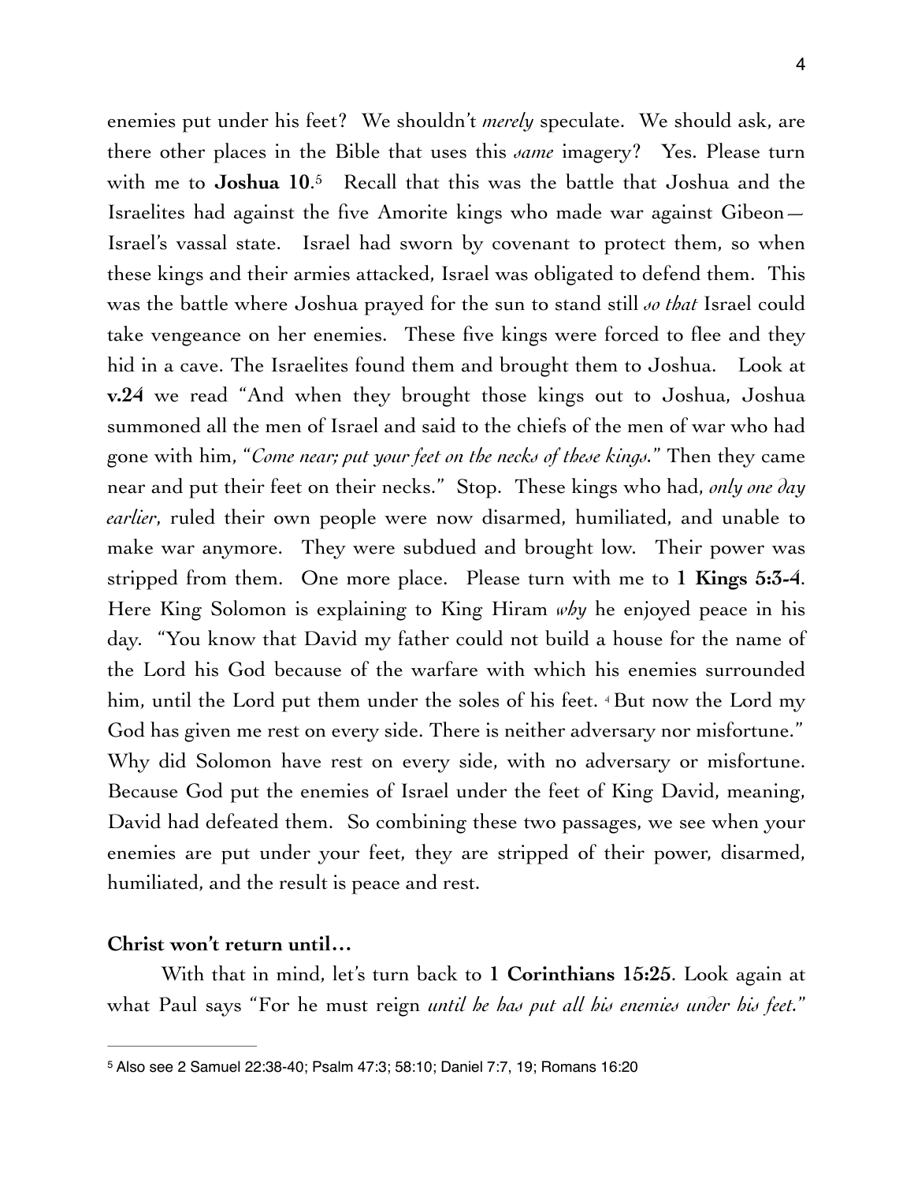enemies put under his feet? We shouldn't *merely* speculate. We should ask, are there other places in the Bible that uses this *same* imagery? Yes. Please turn with me to **Joshua 10**.[5] Recall that this was the battle that Joshua and the Israelites had against the five Amorite kings who made war against Gibeon—Israel's vassal state. Israel had sworn by covenant to protect them, so when these kings and their armies attacked, Israel was obligated to defend them. This was the battle where Joshua prayed for the sun to stand still *so that* Israel could take vengeance on her enemies. These five kings were forced to flee and they hid in a cave. The Israelites found them and brought them to Joshua. Look at **v.24** we read "And when they brought those kings out to Joshua, Joshua summoned all the men of Israel and said to the chiefs of the men of war who had gone with him, "*Come near; put your feet on the necks of these kings.*" Then they came near and put their feet on their necks." Stop. These kings who had, *only one day earlier*, ruled their own people were now disarmed, humiliated, and unable to make war anymore. They were subdued and brought low. Their power was stripped from them. One more place. Please turn with me to **1 Kings 5:3-4**. Here King Solomon is explaining to King Hiram *why* he enjoyed peace in his day. "You know that David my father could not build a house for the name of the Lord his God because of the warfare with which his enemies surrounded him, until the Lord put them under the soles of his feet. [4] But now the Lord my God has given me rest on every side. There is neither adversary nor misfortune." Why did Solomon have rest on every side, with no adversary or misfortune. Because God put the enemies of Israel under the feet of King David, meaning, David had defeated them. So combining these two passages, we see when your enemies are put under your feet, they are stripped of their power, disarmed, humiliated, and the result is peace and rest.

**Christ won't return until…**

With that in mind, let's turn back to **1 Corinthians 15:25**. Look again at what Paul says "For he must reign *until he has put all his enemies under his feet.*"

---

[5] Also see 2 Samuel 22:38-40; Psalm 47:3; 58:10; Daniel 7:7, 19; Romans 16:20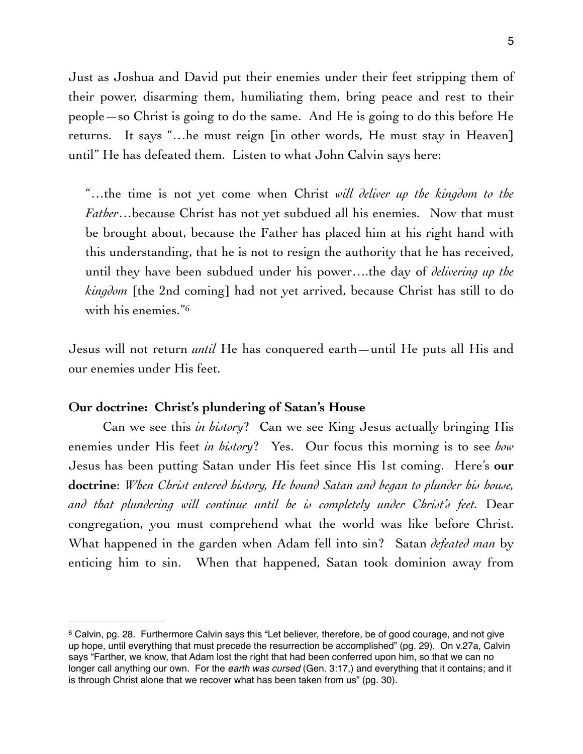Just as Joshua and David put their enemies under their feet stripping them of their power, disarming them, humiliating them, bring peace and rest to their people—so Christ is going to do the same. And He is going to do this before He returns. It says "…he must reign [in other words, He must stay in Heaven] until" He has defeated them. Listen to what John Calvin says here:

> "…the time is not yet come when Christ *will deliver up the kingdom to the Father*…because Christ has not yet subdued all his enemies. Now that must be brought about, because the Father has placed him at his right hand with this understanding, that he is not to resign the authority that he has received, until they have been subdued under his power….the day of *delivering up the kingdom* [the 2nd coming] had not yet arrived, because Christ has still to do with his enemies."[6]

Jesus will not return *until* He has conquered earth—until He puts all His and our enemies under His feet.

**Our doctrine: Christ's plundering of Satan's House**

Can we see this *in history*? Can we see King Jesus actually bringing His enemies under His feet *in history*? Yes. Our focus this morning is to see *how* Jesus has been putting Satan under His feet since His 1st coming. Here's **our doctrine**: *When Christ entered history, He bound Satan and began to plunder his house, and that plundering will continue until he is completely under Christ's feet.* Dear congregation, you must comprehend what the world was like before Christ. What happened in the garden when Adam fell into sin? Satan *defeated man* by enticing him to sin. When that happened, Satan took dominion away from

---

[6] Calvin, pg. 28. Furthermore Calvin says this "Let believer, therefore, be of good courage, and not give up hope, until everything that must precede the resurrection be accomplished" (pg. 29). On v.27a, Calvin says "Farther, we know, that Adam lost the right that had been conferred upon him, so that we can no longer call anything our own. For the *earth was cursed* (Gen. 3:17,) and everything that it contains; and it is through Christ alone that we recover what has been taken from us" (pg. 30).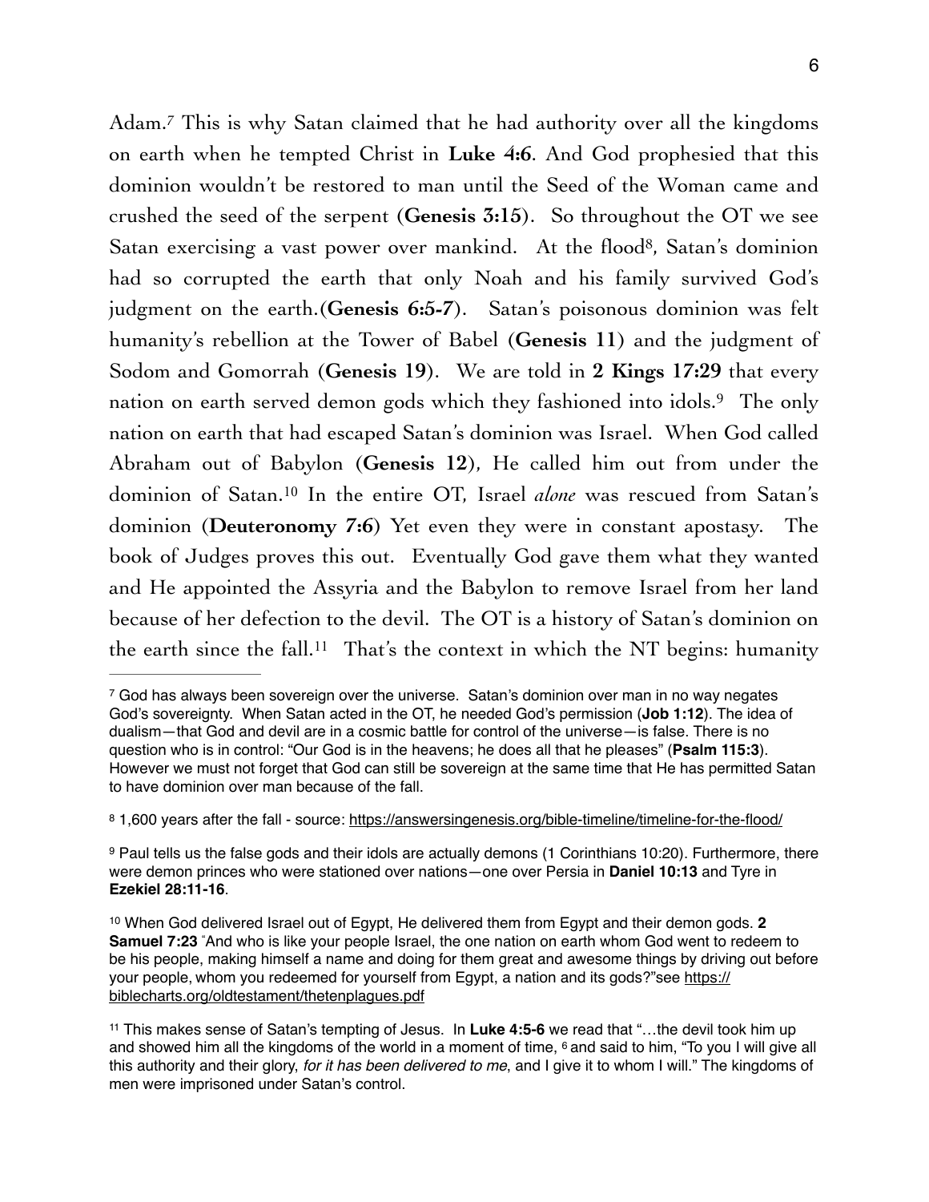Adam.[7] This is why Satan claimed that he had authority over all the kingdoms on earth when he tempted Christ in **Luke 4:6**. And God prophesied that this dominion wouldn't be restored to man until the Seed of the Woman came and crushed the seed of the serpent (**Genesis 3:15**). So throughout the OT we see Satan exercising a vast power over mankind. At the flood[8], Satan's dominion had so corrupted the earth that only Noah and his family survived God's judgment on the earth.(**Genesis 6:5-7**). Satan's poisonous dominion was felt humanity's rebellion at the Tower of Babel (**Genesis 11**) and the judgment of Sodom and Gomorrah (**Genesis 19**). We are told in **2 Kings 17:29** that every nation on earth served demon gods which they fashioned into idols.[9] The only nation on earth that had escaped Satan's dominion was Israel. When God called Abraham out of Babylon (**Genesis 12**), He called him out from under the dominion of Satan.[10] In the entire OT, Israel *alone* was rescued from Satan's dominion (**Deuteronomy 7:6**) Yet even they were in constant apostasy. The book of Judges proves this out. Eventually God gave them what they wanted and He appointed the Assyria and the Babylon to remove Israel from her land because of her defection to the devil. The OT is a history of Satan's dominion on the earth since the fall.[11] That's the context in which the NT begins: humanity

---

[7] God has always been sovereign over the universe. Satan's dominion over man in no way negates God's sovereignty. When Satan acted in the OT, he needed God's permission (**Job 1:12**). The idea of dualism—that God and devil are in a cosmic battle for control of the universe—is false. There is no question who is in control: "Our God is in the heavens; he does all that he pleases" (**Psalm 115:3**). However we must not forget that God can still be sovereign at the same time that He has permitted Satan to have dominion over man because of the fall.

[8] 1,600 years after the fall - source: https://answersingenesis.org/bible-timeline/timeline-for-the-flood/

[9] Paul tells us the false gods and their idols are actually demons (1 Corinthians 10:20). Furthermore, there were demon princes who were stationed over nations—one over Persia in **Daniel 10:13** and Tyre in **Ezekiel 28:11-16**.

[10] When God delivered Israel out of Egypt, He delivered them from Egypt and their demon gods. **2 Samuel 7:23** "And who is like your people Israel, the one nation on earth whom God went to redeem to be his people, making himself a name and doing for them great and awesome things by driving out before your people, whom you redeemed for yourself from Egypt, a nation and its gods?"see https://biblecharts.org/oldtestament/thetenplagues.pdf

[11] This makes sense of Satan's tempting of Jesus. In **Luke 4:5-6** we read that "…the devil took him up and showed him all the kingdoms of the world in a moment of time, [6] and said to him, "To you I will give all this authority and their glory, *for it has been delivered to me*, and I give it to whom I will." The kingdoms of men were imprisoned under Satan's control.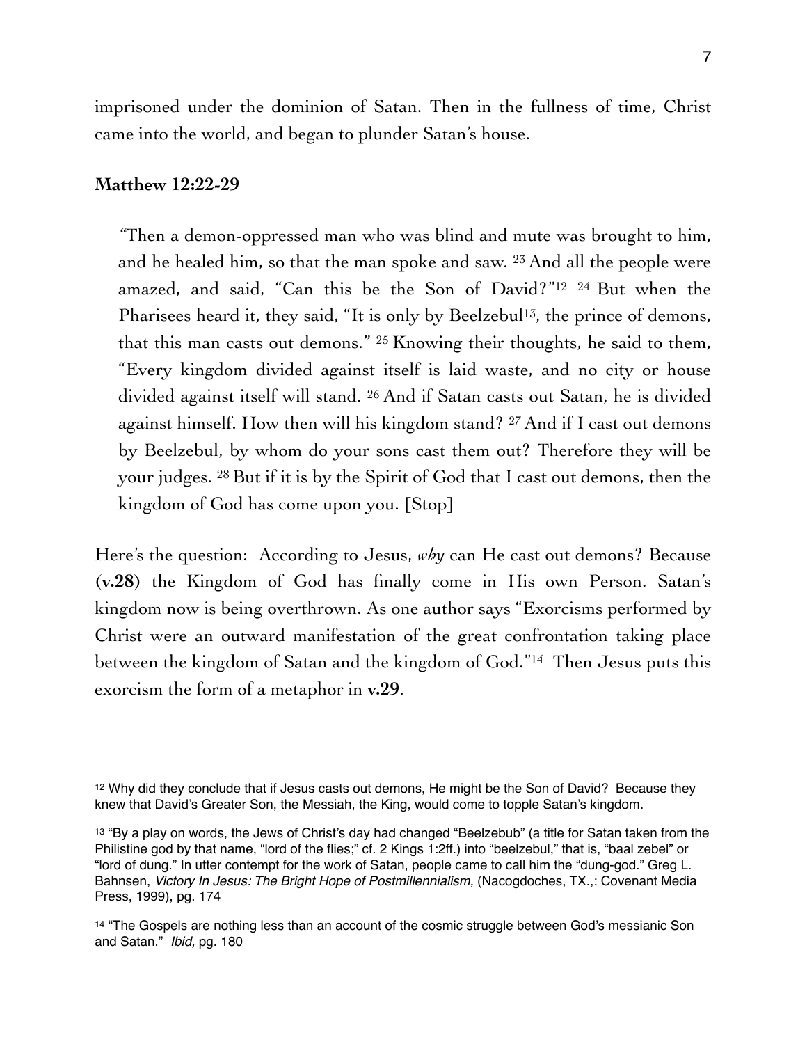imprisoned under the dominion of Satan. Then in the fullness of time, Christ came into the world, and began to plunder Satan's house.

**Matthew 12:22-29**

> "Then a demon-oppressed man who was blind and mute was brought to him, and he healed him, so that the man spoke and saw. [23] And all the people were amazed, and said, "Can this be the Son of David?"[12] [24] But when the Pharisees heard it, they said, "It is only by Beelzebul[13], the prince of demons, that this man casts out demons." [25] Knowing their thoughts, he said to them, "Every kingdom divided against itself is laid waste, and no city or house divided against itself will stand. [26] And if Satan casts out Satan, he is divided against himself. How then will his kingdom stand? [27] And if I cast out demons by Beelzebul, by whom do your sons cast them out? Therefore they will be your judges. [28] But if it is by the Spirit of God that I cast out demons, then the kingdom of God has come upon you. [Stop]

Here's the question: According to Jesus, *why* can He cast out demons? Because **(v.28)** the Kingdom of God has finally come in His own Person. Satan's kingdom now is being overthrown. As one author says "Exorcisms performed by Christ were an outward manifestation of the great confrontation taking place between the kingdom of Satan and the kingdom of God."[14] Then Jesus puts this exorcism the form of a metaphor in **v.29**.

---

[12] Why did they conclude that if Jesus casts out demons, He might be the Son of David? Because they knew that David's Greater Son, the Messiah, the King, would come to topple Satan's kingdom.

[13] "By a play on words, the Jews of Christ's day had changed "Beelzebub" (a title for Satan taken from the Philistine god by that name, "lord of the flies;" cf. 2 Kings 1:2ff.) into "beelzebul," that is, "baal zebel" or "lord of dung." In utter contempt for the work of Satan, people came to call him the "dung-god." Greg L. Bahnsen, *Victory In Jesus: The Bright Hope of Postmillennialism,* (Nacogdoches, TX.,: Covenant Media Press, 1999), pg. 174

[14] "The Gospels are nothing less than an account of the cosmic struggle between God's messianic Son and Satan." *Ibid,* pg. 180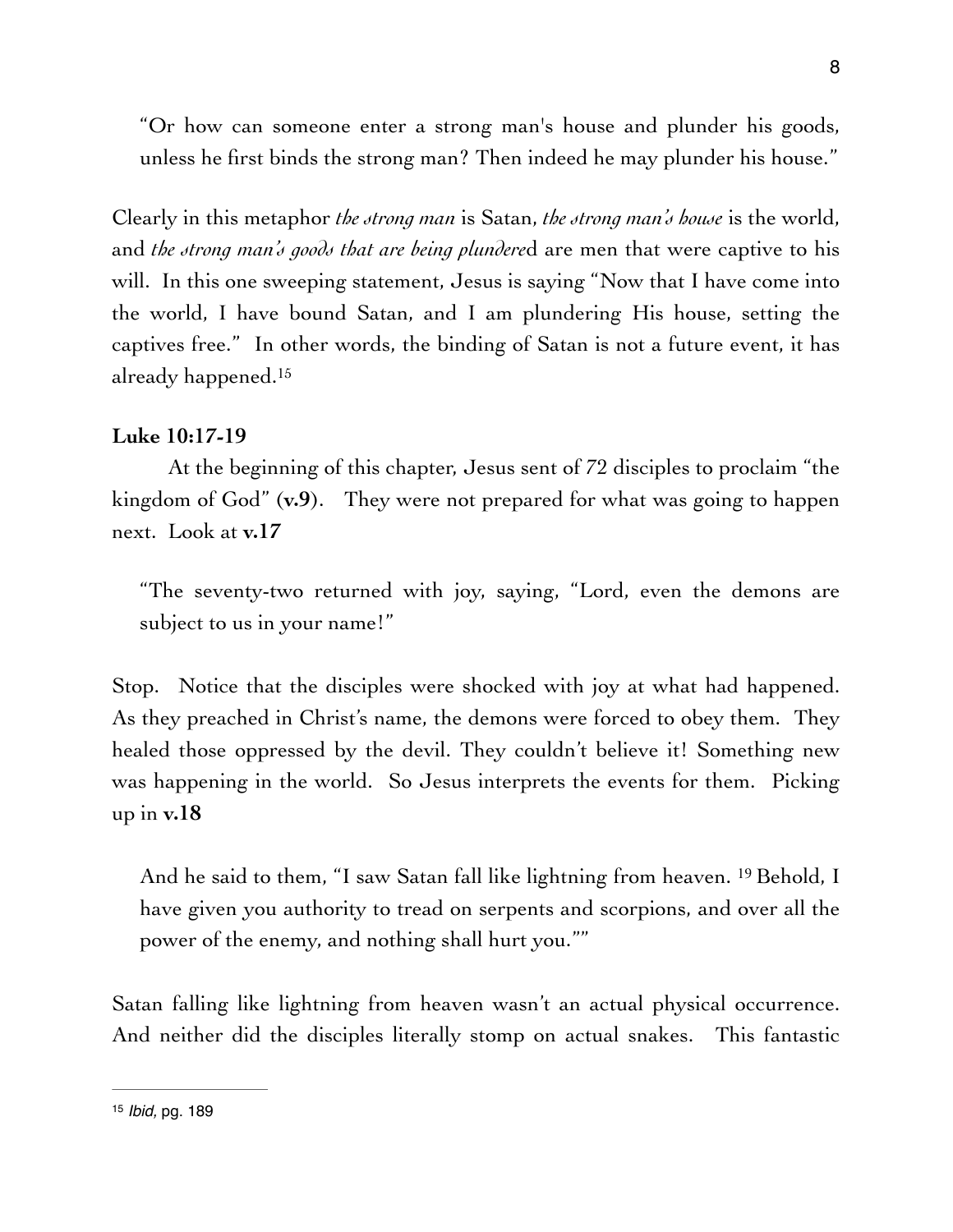> "Or how can someone enter a strong man's house and plunder his goods, unless he first binds the strong man? Then indeed he may plunder his house."

Clearly in this metaphor *the strong man* is Satan, *the strong man's house* is the world, and *the strong man's goods that are being plundere*d are men that were captive to his will. In this one sweeping statement, Jesus is saying "Now that I have come into the world, I have bound Satan, and I am plundering His house, setting the captives free." In other words, the binding of Satan is not a future event, it has already happened.[15]

**Luke 10:17-19**

At the beginning of this chapter, Jesus sent of 72 disciples to proclaim "the kingdom of God" (**v.9**). They were not prepared for what was going to happen next. Look at **v.17**

> "The seventy-two returned with joy, saying, "Lord, even the demons are subject to us in your name!"

Stop. Notice that the disciples were shocked with joy at what had happened. As they preached in Christ's name, the demons were forced to obey them. They healed those oppressed by the devil. They couldn't believe it! Something new was happening in the world. So Jesus interprets the events for them. Picking up in **v.18**

> And he said to them, "I saw Satan fall like lightning from heaven. [19] Behold, I have given you authority to tread on serpents and scorpions, and over all the power of the enemy, and nothing shall hurt you.""

Satan falling like lightning from heaven wasn't an actual physical occurrence. And neither did the disciples literally stomp on actual snakes. This fantastic

---

[15] *Ibid,* pg. 189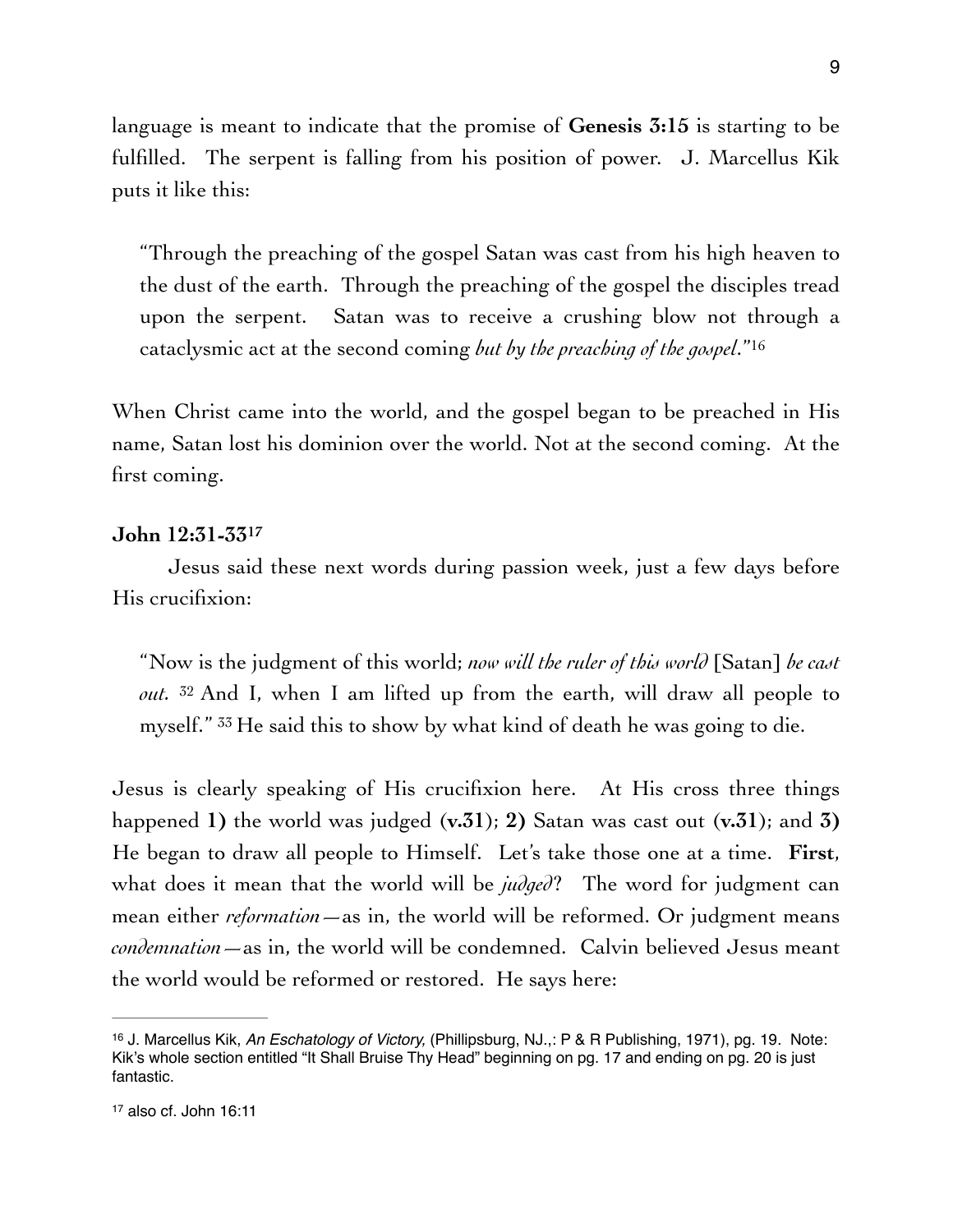language is meant to indicate that the promise of **Genesis 3:15** is starting to be fulfilled. The serpent is falling from his position of power. J. Marcellus Kik puts it like this:

> "Through the preaching of the gospel Satan was cast from his high heaven to the dust of the earth. Through the preaching of the gospel the disciples tread upon the serpent. Satan was to receive a crushing blow not through a cataclysmic act at the second coming *but by the preaching of the gospel*."[16]

When Christ came into the world, and the gospel began to be preached in His name, Satan lost his dominion over the world. Not at the second coming. At the first coming.

**John 12:31-33**[17]

Jesus said these next words during passion week, just a few days before His crucifixion:

> "Now is the judgment of this world; *now will the ruler of this world* [Satan] *be cast out*. [32] And I, when I am lifted up from the earth, will draw all people to myself." [33] He said this to show by what kind of death he was going to die.

Jesus is clearly speaking of His crucifixion here. At His cross three things happened **1)** the world was judged (**v.31**); **2)** Satan was cast out (**v.31**); and **3)** He began to draw all people to Himself. Let's take those one at a time. **First**, what does it mean that the world will be *judged*? The word for judgment can mean either *reformation*—as in, the world will be reformed. Or judgment means *condemnation*—as in, the world will be condemned. Calvin believed Jesus meant the world would be reformed or restored. He says here:

---

[16] J. Marcellus Kik, *An Eschatology of Victory*, (Phillipsburg, NJ.,: P & R Publishing, 1971), pg. 19. Note: Kik's whole section entitled "It Shall Bruise Thy Head" beginning on pg. 17 and ending on pg. 20 is just fantastic.

[17] also cf. John 16:11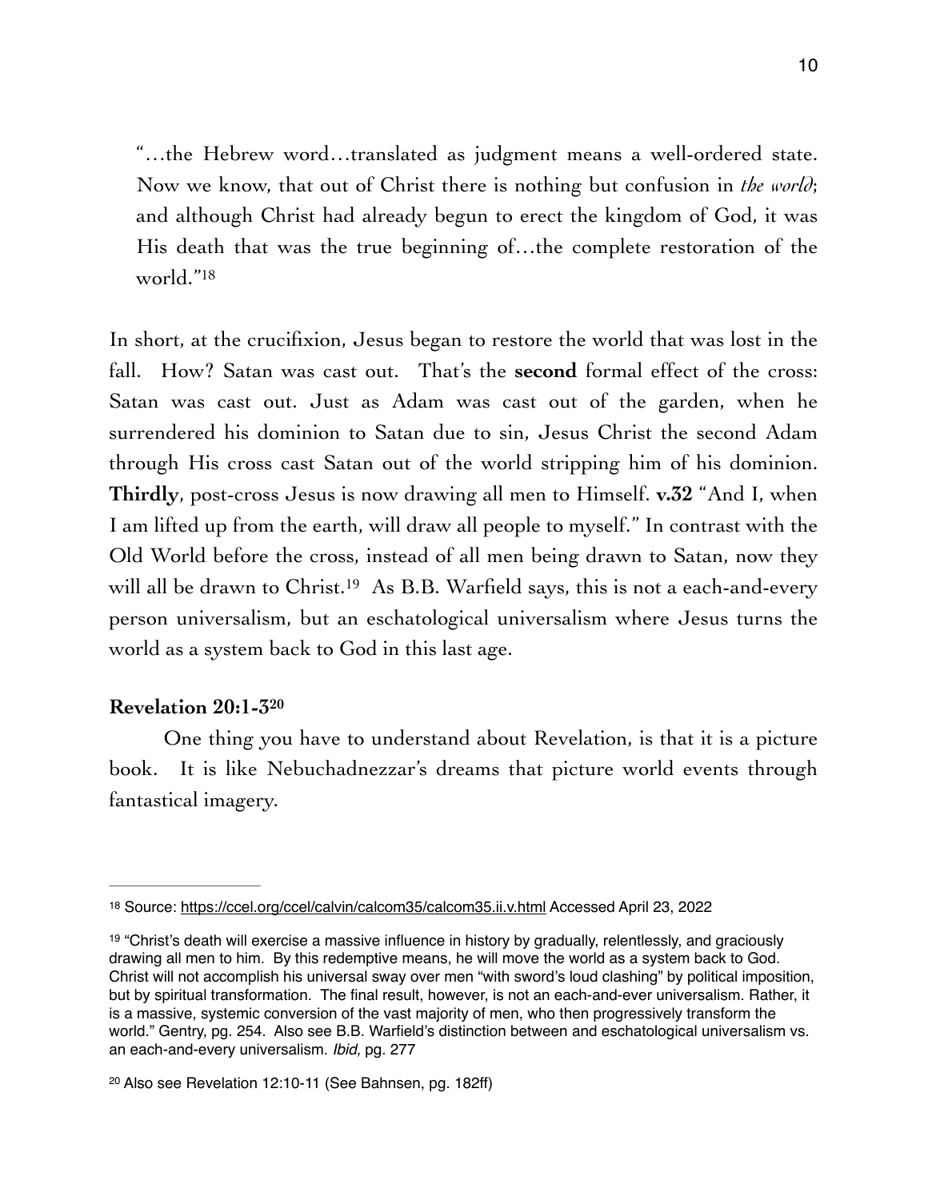> "…the Hebrew word…translated as judgment means a well-ordered state. Now we know, that out of Christ there is nothing but confusion in *the world*; and although Christ had already begun to erect the kingdom of God, it was His death that was the true beginning of…the complete restoration of the world."[18]

In short, at the crucifixion, Jesus began to restore the world that was lost in the fall. How? Satan was cast out. That's the **second** formal effect of the cross: Satan was cast out. Just as Adam was cast out of the garden, when he surrendered his dominion to Satan due to sin, Jesus Christ the second Adam through His cross cast Satan out of the world stripping him of his dominion. **Thirdly**, post-cross Jesus is now drawing all men to Himself. **v.32** "And I, when I am lifted up from the earth, will draw all people to myself." In contrast with the Old World before the cross, instead of all men being drawn to Satan, now they will all be drawn to Christ.[19] As B.B. Warfield says, this is not a each-and-every person universalism, but an eschatological universalism where Jesus turns the world as a system back to God in this last age.

**Revelation 20:1-3[20]**

One thing you have to understand about Revelation, is that it is a picture book. It is like Nebuchadnezzar's dreams that picture world events through fantastical imagery.

---

[18] Source: https://ccel.org/ccel/calvin/calcom35/calcom35.ii.v.html Accessed April 23, 2022

[19] "Christ's death will exercise a massive influence in history by gradually, relentlessly, and graciously drawing all men to him. By this redemptive means, he will move the world as a system back to God. Christ will not accomplish his universal sway over men "with sword's loud clashing" by political imposition, but by spiritual transformation. The final result, however, is not an each-and-ever universalism. Rather, it is a massive, systemic conversion of the vast majority of men, who then progressively transform the world." Gentry, pg. 254. Also see B.B. Warfield's distinction between and eschatological universalism vs. an each-and-every universalism. *Ibid,* pg. 277

[20] Also see Revelation 12:10-11 (See Bahnsen, pg. 182ff)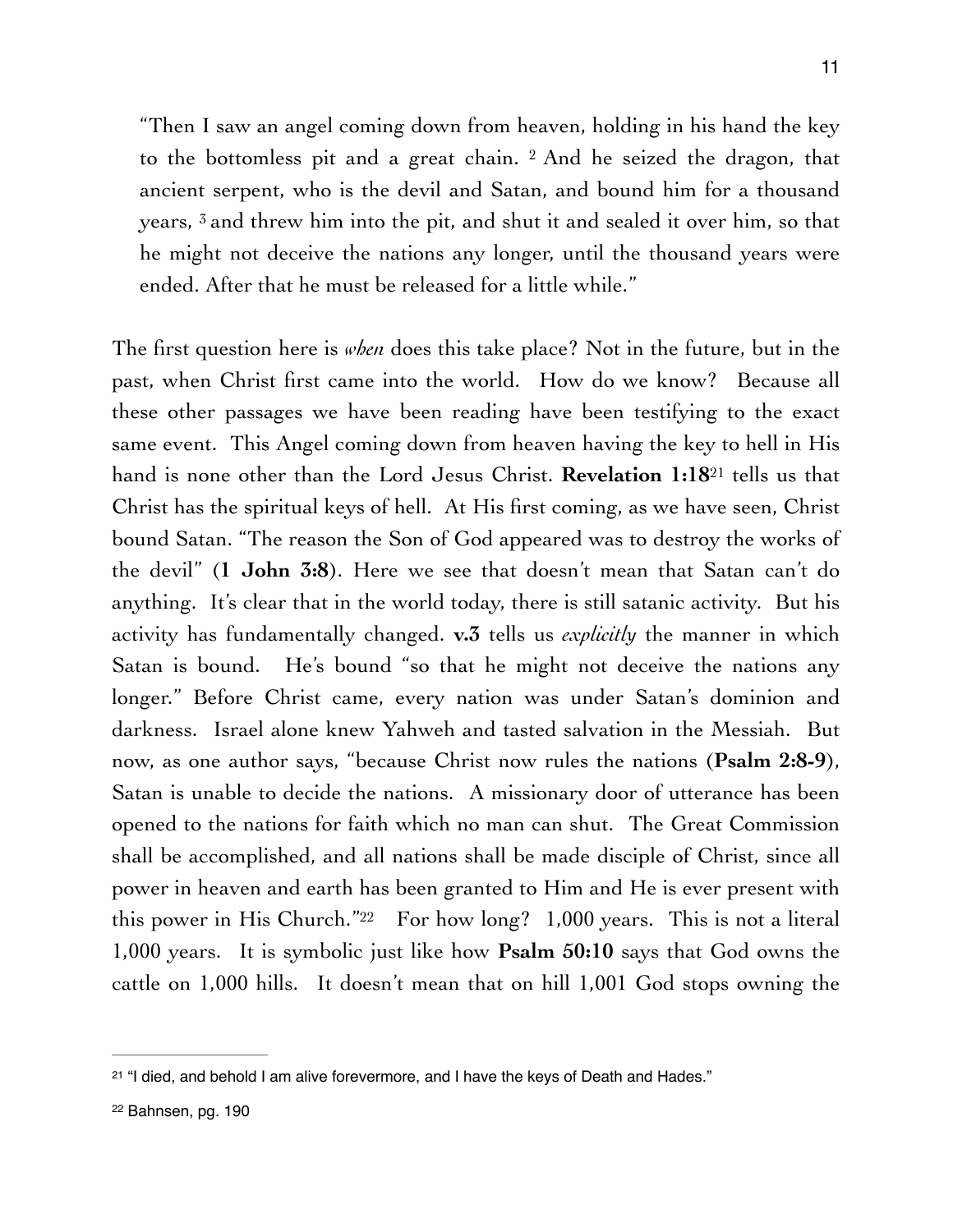> "Then I saw an angel coming down from heaven, holding in his hand the key to the bottomless pit and a great chain. [2] And he seized the dragon, that ancient serpent, who is the devil and Satan, and bound him for a thousand years, [3] and threw him into the pit, and shut it and sealed it over him, so that he might not deceive the nations any longer, until the thousand years were ended. After that he must be released for a little while."

The first question here is *when* does this take place? Not in the future, but in the past, when Christ first came into the world. How do we know? Because all these other passages we have been reading have been testifying to the exact same event. This Angel coming down from heaven having the key to hell in His hand is none other than the Lord Jesus Christ. **Revelation 1:18**[21] tells us that Christ has the spiritual keys of hell. At His first coming, as we have seen, Christ bound Satan. "The reason the Son of God appeared was to destroy the works of the devil" (**1 John 3:8**). Here we see that doesn't mean that Satan can't do anything. It's clear that in the world today, there is still satanic activity. But his activity has fundamentally changed. **v.3** tells us *explicitly* the manner in which Satan is bound. He's bound "so that he might not deceive the nations any longer." Before Christ came, every nation was under Satan's dominion and darkness. Israel alone knew Yahweh and tasted salvation in the Messiah. But now, as one author says, "because Christ now rules the nations (**Psalm 2:8-9**), Satan is unable to decide the nations. A missionary door of utterance has been opened to the nations for faith which no man can shut. The Great Commission shall be accomplished, and all nations shall be made disciple of Christ, since all power in heaven and earth has been granted to Him and He is ever present with this power in His Church."[22] For how long? 1,000 years. This is not a literal 1,000 years. It is symbolic just like how **Psalm 50:10** says that God owns the cattle on 1,000 hills. It doesn't mean that on hill 1,001 God stops owning the

---

[21] "I died, and behold I am alive forevermore, and I have the keys of Death and Hades."

[22] Bahnsen, pg. 190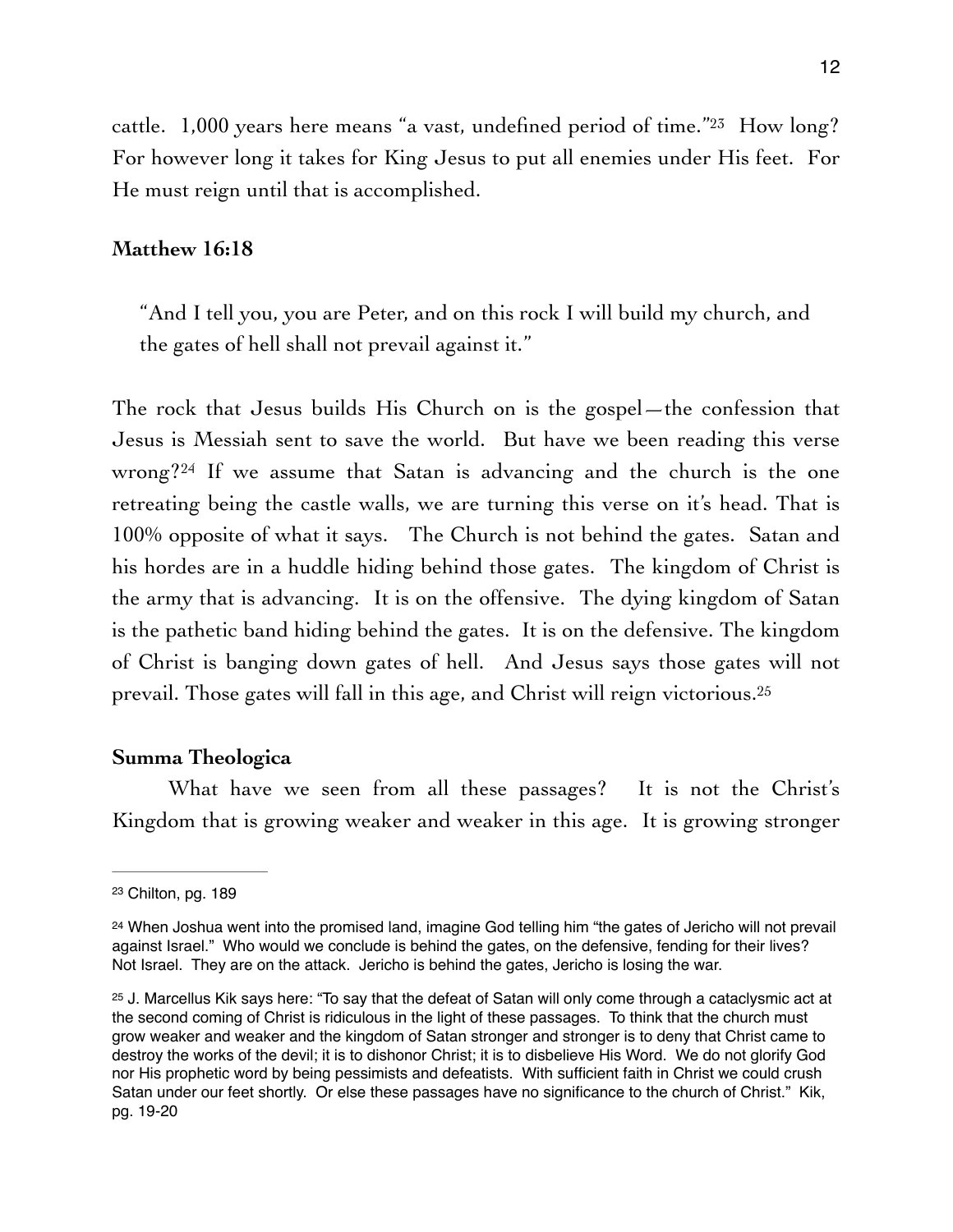cattle. 1,000 years here means "a vast, undefined period of time."[23] How long? For however long it takes for King Jesus to put all enemies under His feet. For He must reign until that is accomplished.

**Matthew 16:18**

> "And I tell you, you are Peter, and on this rock I will build my church, and the gates of hell shall not prevail against it."

The rock that Jesus builds His Church on is the gospel—the confession that Jesus is Messiah sent to save the world. But have we been reading this verse wrong?[24] If we assume that Satan is advancing and the church is the one retreating being the castle walls, we are turning this verse on it's head. That is 100% opposite of what it says. The Church is not behind the gates. Satan and his hordes are in a huddle hiding behind those gates. The kingdom of Christ is the army that is advancing. It is on the offensive. The dying kingdom of Satan is the pathetic band hiding behind the gates. It is on the defensive. The kingdom of Christ is banging down gates of hell. And Jesus says those gates will not prevail. Those gates will fall in this age, and Christ will reign victorious.[25]

**Summa Theologica**

What have we seen from all these passages? It is not the Christ's Kingdom that is growing weaker and weaker in this age. It is growing stronger

---

[23] Chilton, pg. 189

[24] When Joshua went into the promised land, imagine God telling him "the gates of Jericho will not prevail against Israel." Who would we conclude is behind the gates, on the defensive, fending for their lives? Not Israel. They are on the attack. Jericho is behind the gates, Jericho is losing the war.

[25] J. Marcellus Kik says here: "To say that the defeat of Satan will only come through a cataclysmic act at the second coming of Christ is ridiculous in the light of these passages. To think that the church must grow weaker and weaker and the kingdom of Satan stronger and stronger is to deny that Christ came to destroy the works of the devil; it is to dishonor Christ; it is to disbelieve His Word. We do not glorify God nor His prophetic word by being pessimists and defeatists. With sufficient faith in Christ we could crush Satan under our feet shortly. Or else these passages have no significance to the church of Christ." Kik, pg. 19-20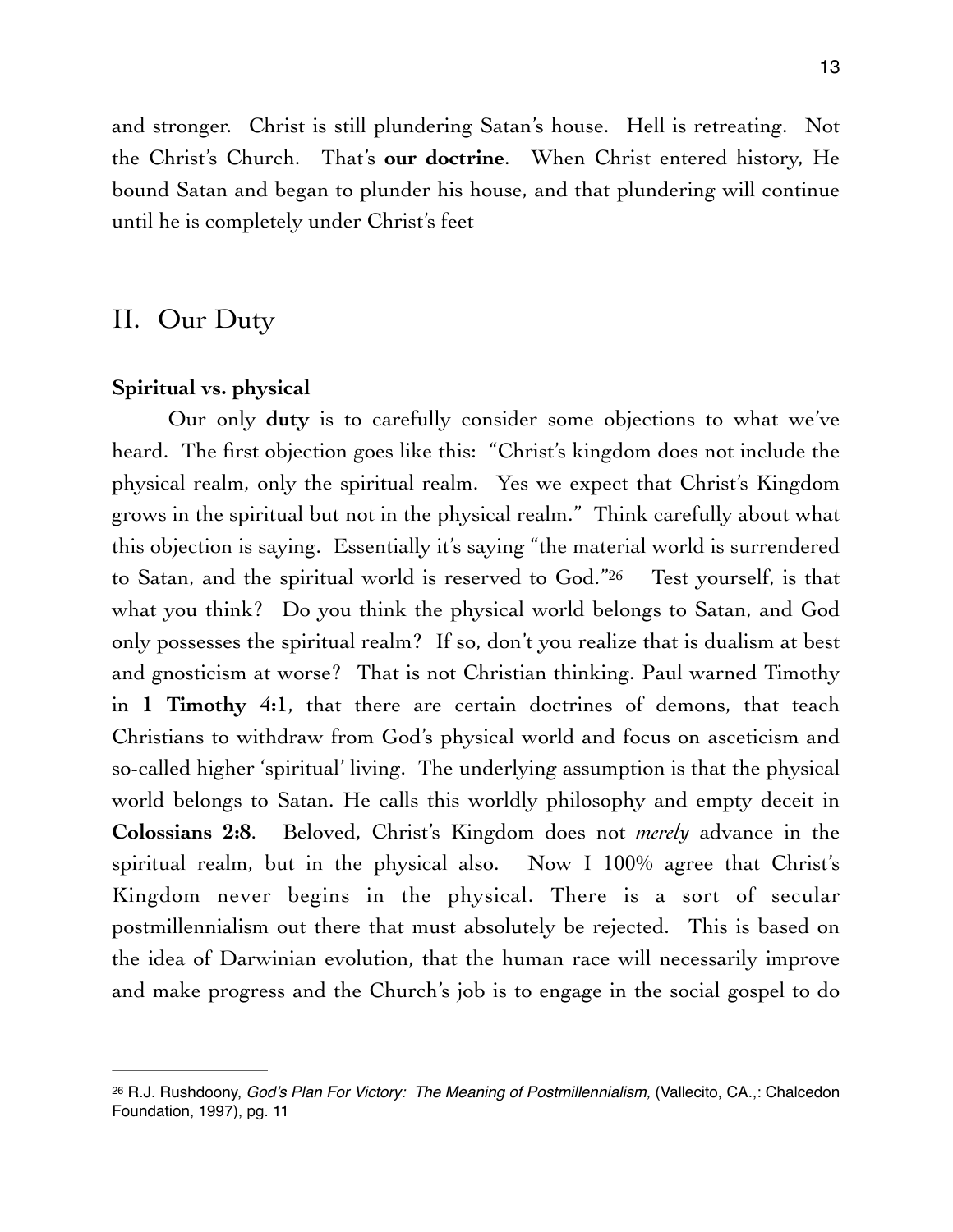and stronger. Christ is still plundering Satan's house. Hell is retreating. Not the Christ's Church. That's **our doctrine**. When Christ entered history, He bound Satan and began to plunder his house, and that plundering will continue until he is completely under Christ's feet

## II. Our Duty

**Spiritual vs. physical**

Our only **duty** is to carefully consider some objections to what we've heard. The first objection goes like this: "Christ's kingdom does not include the physical realm, only the spiritual realm. Yes we expect that Christ's Kingdom grows in the spiritual but not in the physical realm." Think carefully about what this objection is saying. Essentially it's saying "the material world is surrendered to Satan, and the spiritual world is reserved to God."[26] Test yourself, is that what you think? Do you think the physical world belongs to Satan, and God only possesses the spiritual realm? If so, don't you realize that is dualism at best and gnosticism at worse? That is not Christian thinking. Paul warned Timothy in **1 Timothy 4:1**, that there are certain doctrines of demons, that teach Christians to withdraw from God's physical world and focus on asceticism and so-called higher 'spiritual' living. The underlying assumption is that the physical world belongs to Satan. He calls this worldly philosophy and empty deceit in **Colossians 2:8**. Beloved, Christ's Kingdom does not *merely* advance in the spiritual realm, but in the physical also. Now I 100% agree that Christ's Kingdom never begins in the physical. There is a sort of secular postmillennialism out there that must absolutely be rejected. This is based on the idea of Darwinian evolution, that the human race will necessarily improve and make progress and the Church's job is to engage in the social gospel to do

---

[26] R.J. Rushdoony, *God's Plan For Victory: The Meaning of Postmillennialism,* (Vallecito, CA.,: Chalcedon Foundation, 1997), pg. 11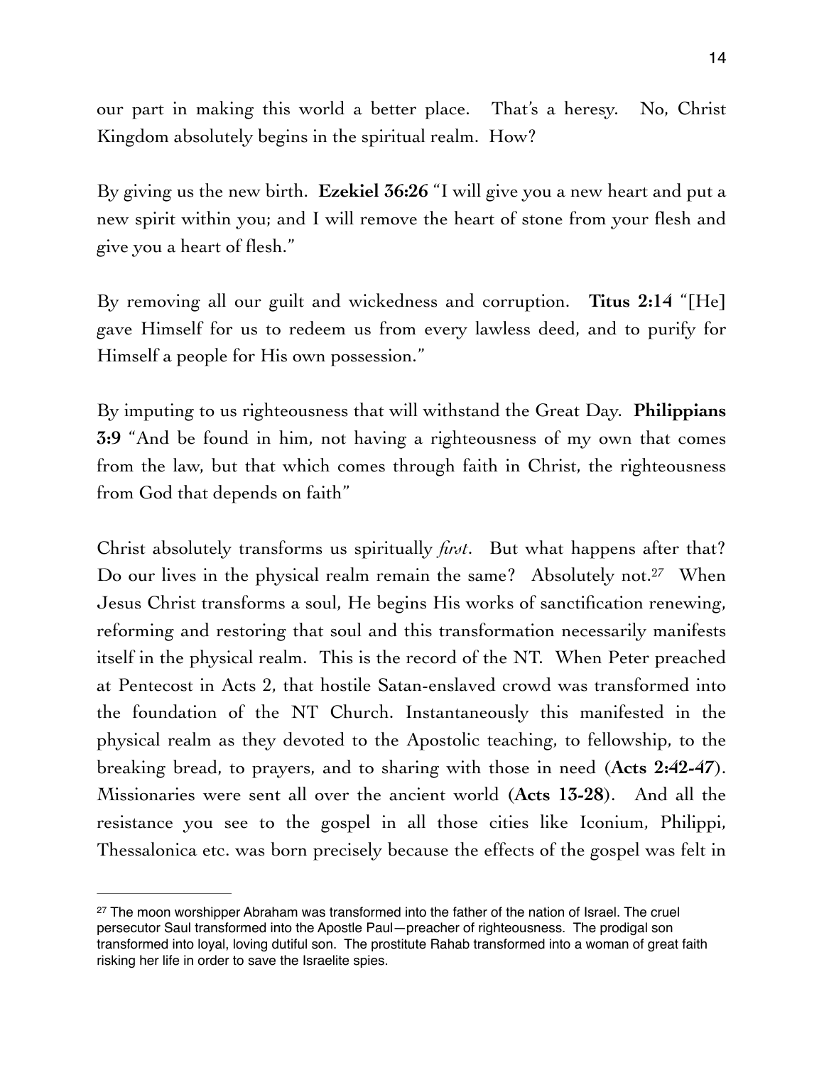our part in making this world a better place. That's a heresy. No, Christ Kingdom absolutely begins in the spiritual realm. How?

By giving us the new birth. **Ezekiel 36:26** "I will give you a new heart and put a new spirit within you; and I will remove the heart of stone from your flesh and give you a heart of flesh."

By removing all our guilt and wickedness and corruption. **Titus 2:14** "[He] gave Himself for us to redeem us from every lawless deed, and to purify for Himself a people for His own possession."

By imputing to us righteousness that will withstand the Great Day. **Philippians 3:9** "And be found in him, not having a righteousness of my own that comes from the law, but that which comes through faith in Christ, the righteousness from God that depends on faith"

Christ absolutely transforms us spiritually *first*. But what happens after that? Do our lives in the physical realm remain the same? Absolutely not.[27] When Jesus Christ transforms a soul, He begins His works of sanctification renewing, reforming and restoring that soul and this transformation necessarily manifests itself in the physical realm. This is the record of the NT. When Peter preached at Pentecost in Acts 2, that hostile Satan-enslaved crowd was transformed into the foundation of the NT Church. Instantaneously this manifested in the physical realm as they devoted to the Apostolic teaching, to fellowship, to the breaking bread, to prayers, and to sharing with those in need (**Acts 2:42-47**). Missionaries were sent all over the ancient world (**Acts 13-28**). And all the resistance you see to the gospel in all those cities like Iconium, Philippi, Thessalonica etc. was born precisely because the effects of the gospel was felt in

---

[27] The moon worshipper Abraham was transformed into the father of the nation of Israel. The cruel persecutor Saul transformed into the Apostle Paul—preacher of righteousness. The prodigal son transformed into loyal, loving dutiful son. The prostitute Rahab transformed into a woman of great faith risking her life in order to save the Israelite spies.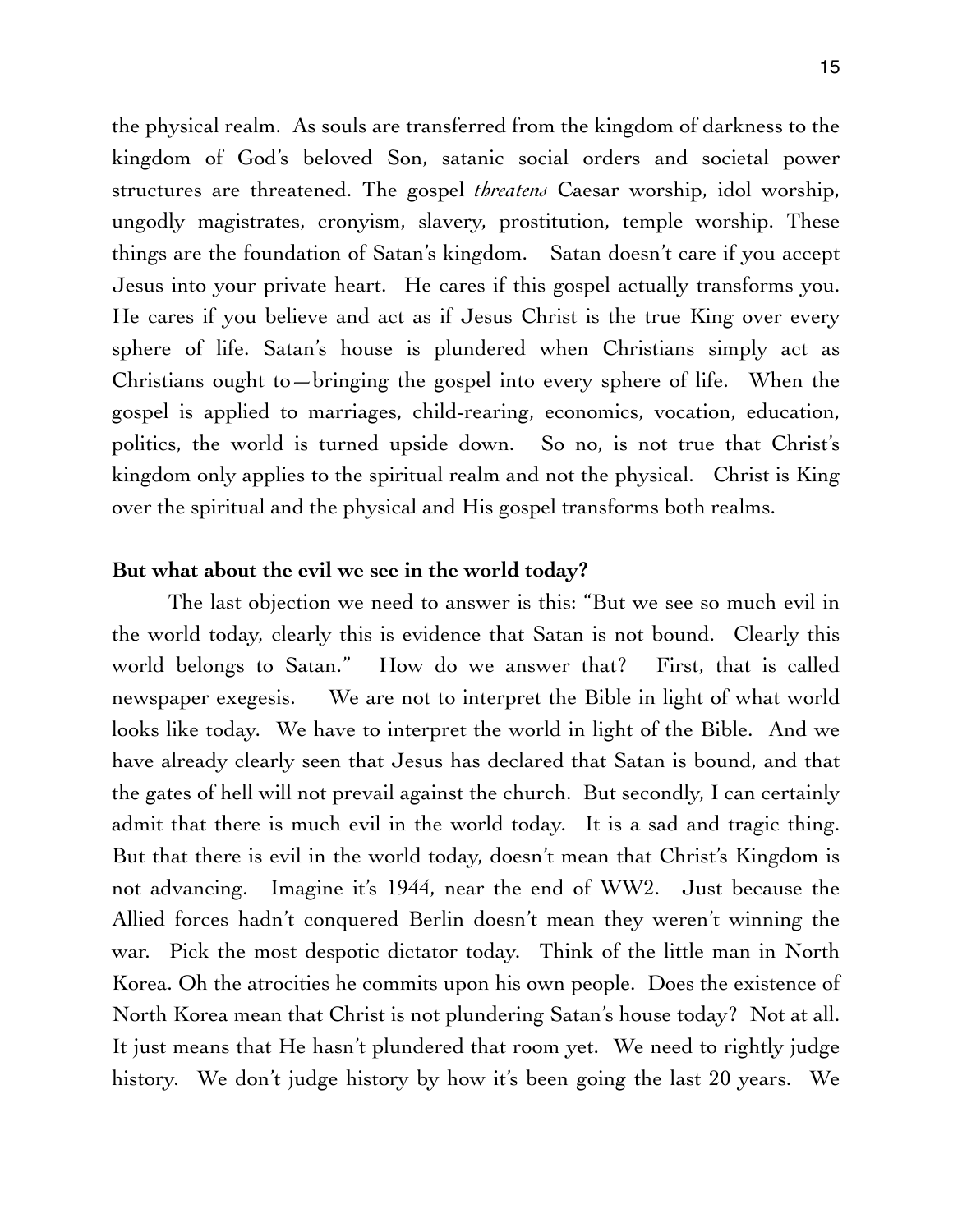the physical realm. As souls are transferred from the kingdom of darkness to the kingdom of God's beloved Son, satanic social orders and societal power structures are threatened. The gospel *threatens* Caesar worship, idol worship, ungodly magistrates, cronyism, slavery, prostitution, temple worship. These things are the foundation of Satan's kingdom. Satan doesn't care if you accept Jesus into your private heart. He cares if this gospel actually transforms you. He cares if you believe and act as if Jesus Christ is the true King over every sphere of life. Satan's house is plundered when Christians simply act as Christians ought to—bringing the gospel into every sphere of life. When the gospel is applied to marriages, child-rearing, economics, vocation, education, politics, the world is turned upside down. So no, is not true that Christ's kingdom only applies to the spiritual realm and not the physical. Christ is King over the spiritual and the physical and His gospel transforms both realms.

**But what about the evil we see in the world today?**

The last objection we need to answer is this: "But we see so much evil in the world today, clearly this is evidence that Satan is not bound. Clearly this world belongs to Satan." How do we answer that? First, that is called newspaper exegesis. We are not to interpret the Bible in light of what world looks like today. We have to interpret the world in light of the Bible. And we have already clearly seen that Jesus has declared that Satan is bound, and that the gates of hell will not prevail against the church. But secondly, I can certainly admit that there is much evil in the world today. It is a sad and tragic thing. But that there is evil in the world today, doesn't mean that Christ's Kingdom is not advancing. Imagine it's 1944, near the end of WW2. Just because the Allied forces hadn't conquered Berlin doesn't mean they weren't winning the war. Pick the most despotic dictator today. Think of the little man in North Korea. Oh the atrocities he commits upon his own people. Does the existence of North Korea mean that Christ is not plundering Satan's house today? Not at all. It just means that He hasn't plundered that room yet. We need to rightly judge history. We don't judge history by how it's been going the last 20 years. We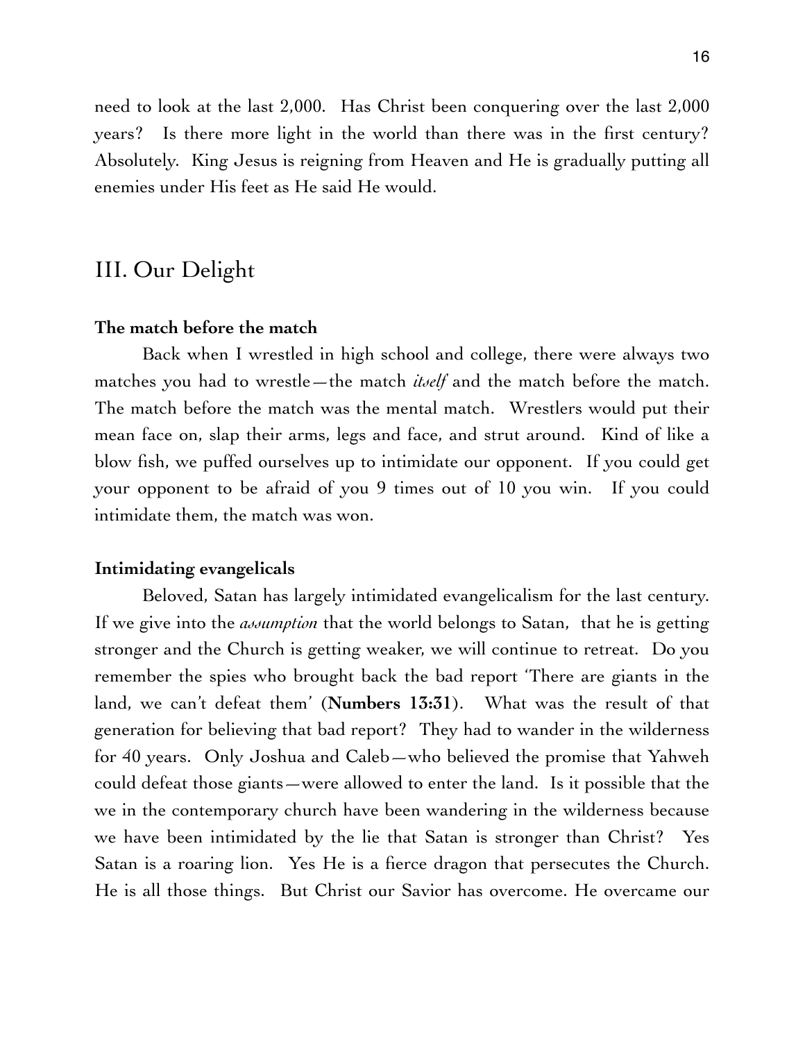need to look at the last 2,000. Has Christ been conquering over the last 2,000 years? Is there more light in the world than there was in the first century? Absolutely. King Jesus is reigning from Heaven and He is gradually putting all enemies under His feet as He said He would.

## III. Our Delight

**The match before the match**

Back when I wrestled in high school and college, there were always two matches you had to wrestle—the match *itself* and the match before the match. The match before the match was the mental match. Wrestlers would put their mean face on, slap their arms, legs and face, and strut around. Kind of like a blow fish, we puffed ourselves up to intimidate our opponent. If you could get your opponent to be afraid of you 9 times out of 10 you win. If you could intimidate them, the match was won.

**Intimidating evangelicals**

Beloved, Satan has largely intimidated evangelicalism for the last century. If we give into the *assumption* that the world belongs to Satan, that he is getting stronger and the Church is getting weaker, we will continue to retreat. Do you remember the spies who brought back the bad report 'There are giants in the land, we can't defeat them' (**Numbers 13:31**). What was the result of that generation for believing that bad report? They had to wander in the wilderness for 40 years. Only Joshua and Caleb—who believed the promise that Yahweh could defeat those giants—were allowed to enter the land. Is it possible that the we in the contemporary church have been wandering in the wilderness because we have been intimidated by the lie that Satan is stronger than Christ? Yes Satan is a roaring lion. Yes He is a fierce dragon that persecutes the Church. He is all those things. But Christ our Savior has overcome. He overcame our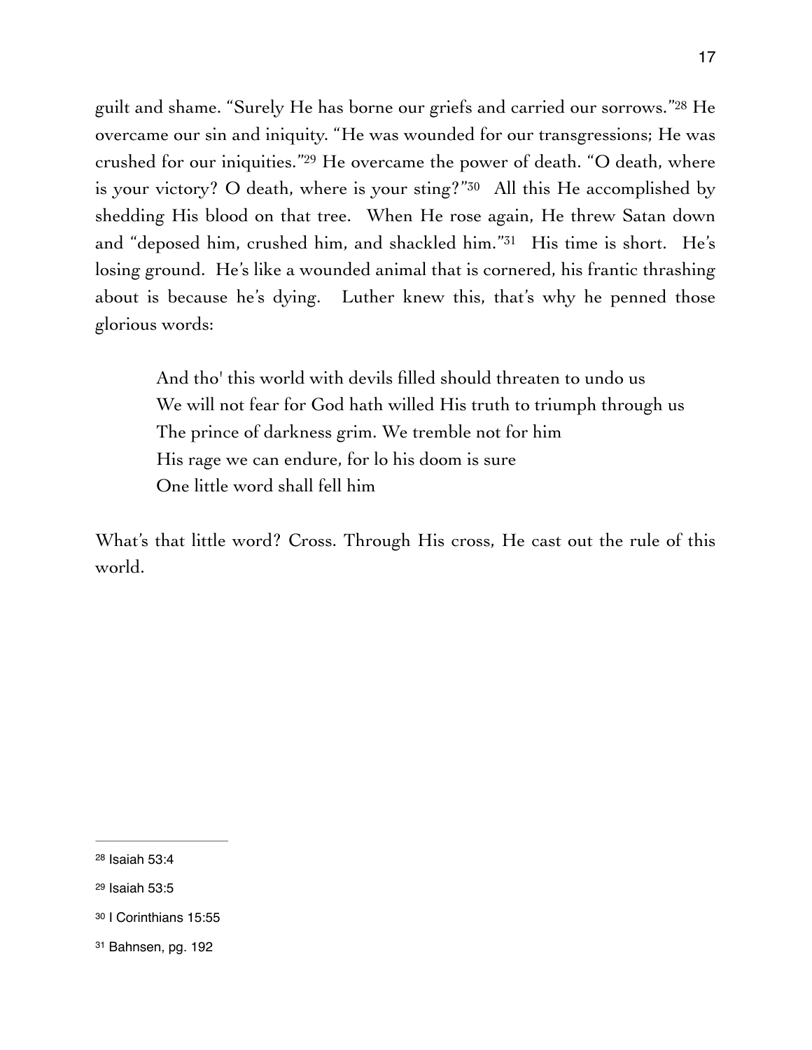guilt and shame. "Surely He has borne our griefs and carried our sorrows."[28] He overcame our sin and iniquity. "He was wounded for our transgressions; He was crushed for our iniquities."[29] He overcame the power of death. "O death, where is your victory? O death, where is your sting?"[30] All this He accomplished by shedding His blood on that tree. When He rose again, He threw Satan down and "deposed him, crushed him, and shackled him."[31] His time is short. He's losing ground. He's like a wounded animal that is cornered, his frantic thrashing about is because he's dying. Luther knew this, that's why he penned those glorious words:

> And tho' this world with devils filled should threaten to undo us
> We will not fear for God hath willed His truth to triumph through us
> The prince of darkness grim. We tremble not for him
> His rage we can endure, for lo his doom is sure
> One little word shall fell him

What's that little word? Cross. Through His cross, He cast out the rule of this world.

---

[28] Isaiah 53:4

[29] Isaiah 53:5

[30] I Corinthians 15:55

[31] Bahnsen, pg. 192